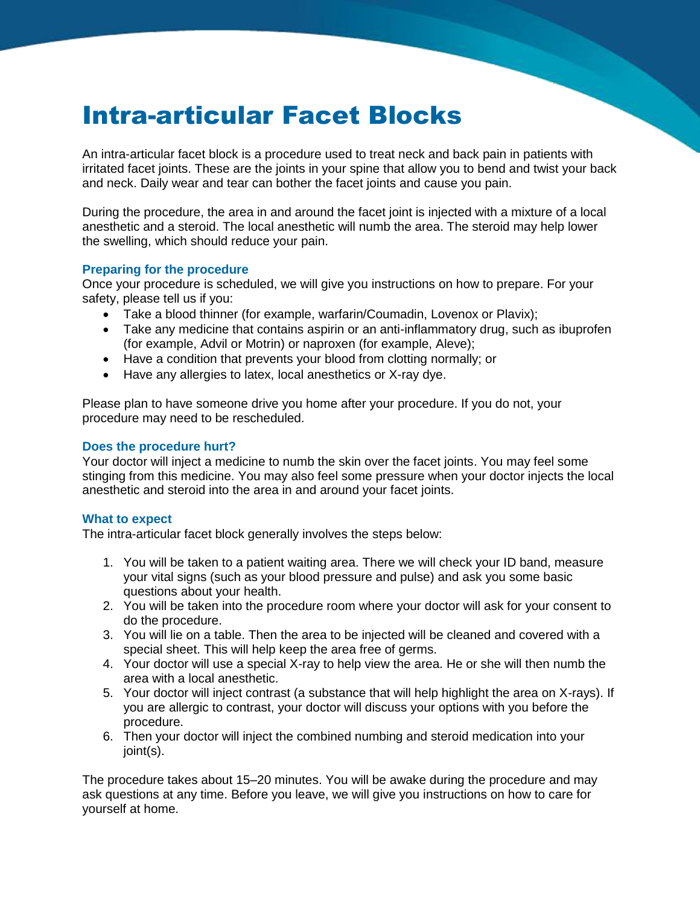# Intra-articular Facet Blocks

An intra-articular facet block is a procedure used to treat neck and back pain in patients with irritated facet joints. These are the joints in your spine that allow you to bend and twist your back and neck. Daily wear and tear can bother the facet joints and cause you pain.

During the procedure, the area in and around the facet joint is injected with a mixture of a local anesthetic and a steroid. The local anesthetic will numb the area. The steroid may help lower the swelling, which should reduce your pain.

### Preparing for the procedure

Once your procedure is scheduled, we will give you instructions on how to prepare. For your safety, please tell us if you:

- Take a blood thinner (for example, warfarin/Coumadin, Lovenox or Plavix);
- Take any medicine that contains aspirin or an anti-inflammatory drug, such as ibuprofen (for example, Advil or Motrin) or naproxen (for example, Aleve);
- Have a condition that prevents your blood from clotting normally; or
- Have any allergies to latex, local anesthetics or X-ray dye.

Please plan to have someone drive you home after your procedure. If you do not, your procedure may need to be rescheduled.

### Does the procedure hurt?

Your doctor will inject a medicine to numb the skin over the facet joints. You may feel some stinging from this medicine. You may also feel some pressure when your doctor injects the local anesthetic and steroid into the area in and around your facet joints.

### What to expect

The intra-articular facet block generally involves the steps below:

1. You will be taken to a patient waiting area. There we will check your ID band, measure your vital signs (such as your blood pressure and pulse) and ask you some basic questions about your health.
2. You will be taken into the procedure room where your doctor will ask for your consent to do the procedure.
3. You will lie on a table. Then the area to be injected will be cleaned and covered with a special sheet. This will help keep the area free of germs.
4. Your doctor will use a special X-ray to help view the area. He or she will then numb the area with a local anesthetic.
5. Your doctor will inject contrast (a substance that will help highlight the area on X-rays). If you are allergic to contrast, your doctor will discuss your options with you before the procedure.
6. Then your doctor will inject the combined numbing and steroid medication into your joint(s).

The procedure takes about 15–20 minutes. You will be awake during the procedure and may ask questions at any time. Before you leave, we will give you instructions on how to care for yourself at home.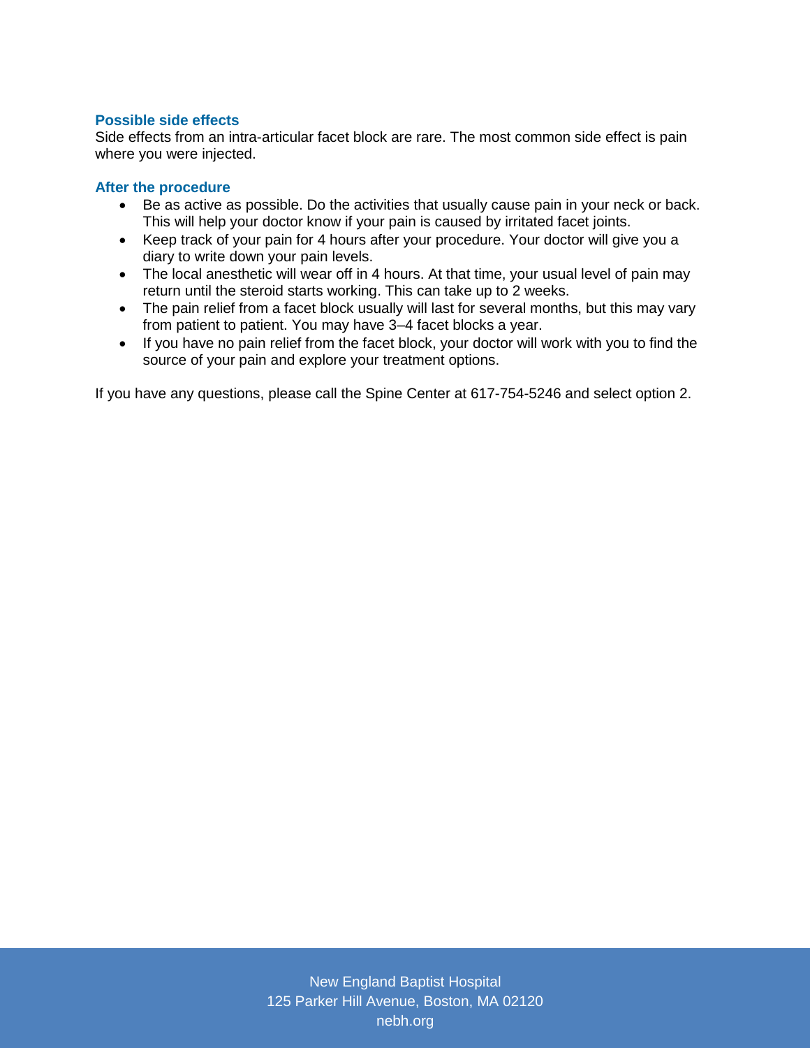## Possible side effects

Side effects from an intra-articular facet block are rare. The most common side effect is pain where you were injected.

## After the procedure

- Be as active as possible. Do the activities that usually cause pain in your neck or back. This will help your doctor know if your pain is caused by irritated facet joints.
- Keep track of your pain for 4 hours after your procedure. Your doctor will give you a diary to write down your pain levels.
- The local anesthetic will wear off in 4 hours. At that time, your usual level of pain may return until the steroid starts working. This can take up to 2 weeks.
- The pain relief from a facet block usually will last for several months, but this may vary from patient to patient. You may have 3–4 facet blocks a year.
- If you have no pain relief from the facet block, your doctor will work with you to find the source of your pain and explore your treatment options.

If you have any questions, please call the Spine Center at 617-754-5246 and select option 2.

New England Baptist Hospital
125 Parker Hill Avenue, Boston, MA 02120
nebh.org